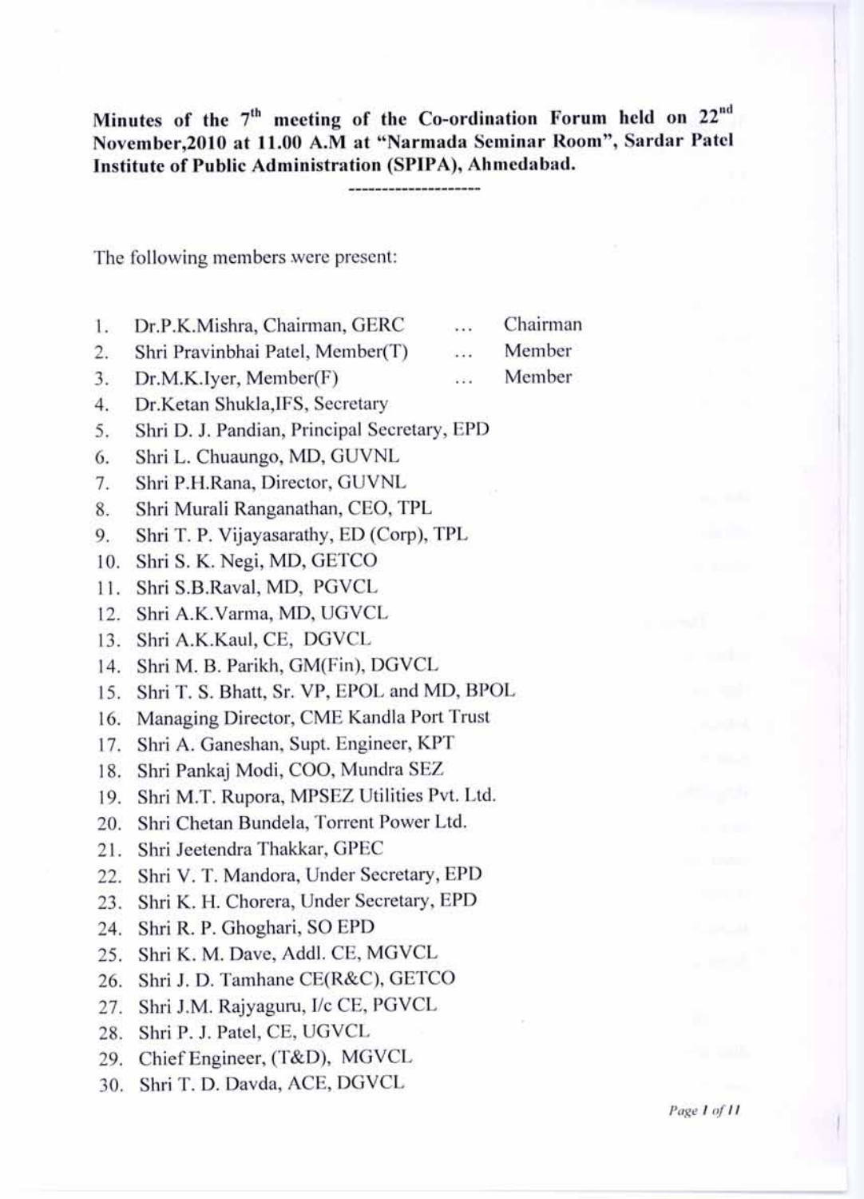**Minutes of the 7th meeting of the Co-ordination Forum held on 22nd November,2010 at 11.00 A.M at "Narmada Seminar Room", Sardar Patel Institute of Public Administration (SPIPA), Ahmedabad.**

---

The following members were present:

1. Dr.P.K.Mishra, Chairman, GERC ... Chairman
2. Shri Pravinbhai Patel, Member(T) ... Member
3. Dr.M.K.Iyer, Member(F) ... Member
4. Dr.Ketan Shukla,IFS, Secretary
5. Shri D. J. Pandian, Principal Secretary, EPD
6. Shri L. Chuaungo, MD, GUVNL
7. Shri P.H.Rana, Director, GUVNL
8. Shri Murali Ranganathan, CEO, TPL
9. Shri T. P. Vijayasarathy, ED (Corp), TPL
10. Shri S. K. Negi, MD, GETCO
11. Shri S.B.Raval, MD, PGVCL
12. Shri A.K.Varma, MD, UGVCL
13. Shri A.K.Kaul, CE, DGVCL
14. Shri M. B. Parikh, GM(Fin), DGVCL
15. Shri T. S. Bhatt, Sr. VP, EPOL and MD, BPOL
16. Managing Director, CME Kandla Port Trust
17. Shri A. Ganeshan, Supt. Engineer, KPT
18. Shri Pankaj Modi, COO, Mundra SEZ
19. Shri M.T. Rupora, MPSEZ Utilities Pvt. Ltd.
20. Shri Chetan Bundela, Torrent Power Ltd.
21. Shri Jeetendra Thakkar, GPEC
22. Shri V. T. Mandora, Under Secretary, EPD
23. Shri K. H. Chorera, Under Secretary, EPD
24. Shri R. P. Ghoghari, SO EPD
25. Shri K. M. Dave, Addl. CE, MGVCL
26. Shri J. D. Tamhane CE(R&C), GETCO
27. Shri J.M. Rajyaguru, I/c CE, PGVCL
28. Shri P. J. Patel, CE, UGVCL
29. Chief Engineer, (T&D), MGVCL
30. Shri T. D. Davda, ACE, DGVCL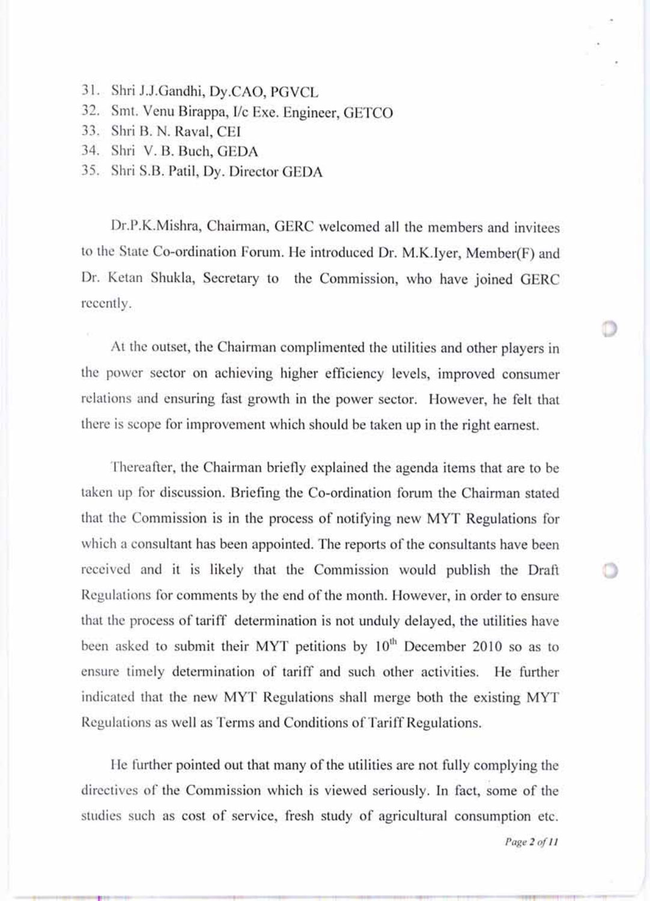31. Shri J.J.Gandhi, Dy.CAO, PGVCL
32. Smt. Venu Birappa, I/c Exe. Engineer, GETCO
33. Shri B. N. Raval, CEI
34. Shri V. B. Buch, GEDA
35. Shri S.B. Patil, Dy. Director GEDA

Dr.P.K.Mishra, Chairman, GERC welcomed all the members and invitees to the State Co-ordination Forum. He introduced Dr. M.K.Iyer, Member(F) and Dr. Ketan Shukla, Secretary to the Commission, who have joined GERC recently.

At the outset, the Chairman complimented the utilities and other players in the power sector on achieving higher efficiency levels, improved consumer relations and ensuring fast growth in the power sector. However, he felt that there is scope for improvement which should be taken up in the right earnest.

Thereafter, the Chairman briefly explained the agenda items that are to be taken up for discussion. Briefing the Co-ordination forum the Chairman stated that the Commission is in the process of notifying new MYT Regulations for which a consultant has been appointed. The reports of the consultants have been received and it is likely that the Commission would publish the Draft Regulations for comments by the end of the month. However, in order to ensure that the process of tariff determination is not unduly delayed, the utilities have been asked to submit their MYT petitions by 10th December 2010 so as to ensure timely determination of tariff and such other activities. He further indicated that the new MYT Regulations shall merge both the existing MYT Regulations as well as Terms and Conditions of Tariff Regulations.

He further pointed out that many of the utilities are not fully complying the directives of the Commission which is viewed seriously. In fact, some of the studies such as cost of service, fresh study of agricultural consumption etc.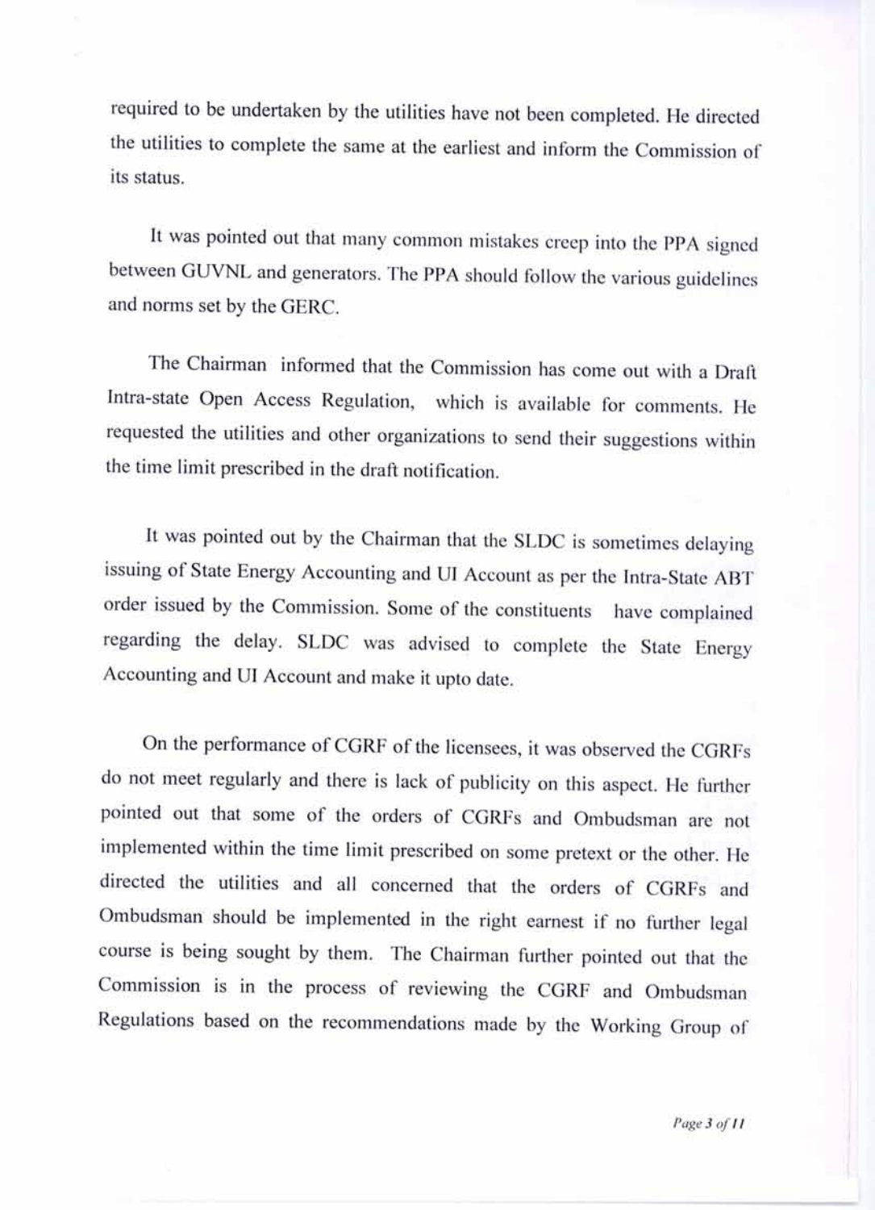required to be undertaken by the utilities have not been completed. He directed the utilities to complete the same at the earliest and inform the Commission of its status.

It was pointed out that many common mistakes creep into the PPA signed between GUVNL and generators. The PPA should follow the various guidelines and norms set by the GERC.

The Chairman informed that the Commission has come out with a Draft Intra-state Open Access Regulation, which is available for comments. He requested the utilities and other organizations to send their suggestions within the time limit prescribed in the draft notification.

It was pointed out by the Chairman that the SLDC is sometimes delaying issuing of State Energy Accounting and UI Account as per the Intra-State ABT order issued by the Commission. Some of the constituents have complained regarding the delay. SLDC was advised to complete the State Energy Accounting and UI Account and make it upto date.

On the performance of CGRF of the licensees, it was observed the CGRFs do not meet regularly and there is lack of publicity on this aspect. He further pointed out that some of the orders of CGRFs and Ombudsman are not implemented within the time limit prescribed on some pretext or the other. He directed the utilities and all concerned that the orders of CGRFs and Ombudsman should be implemented in the right earnest if no further legal course is being sought by them. The Chairman further pointed out that the Commission is in the process of reviewing the CGRF and Ombudsman Regulations based on the recommendations made by the Working Group of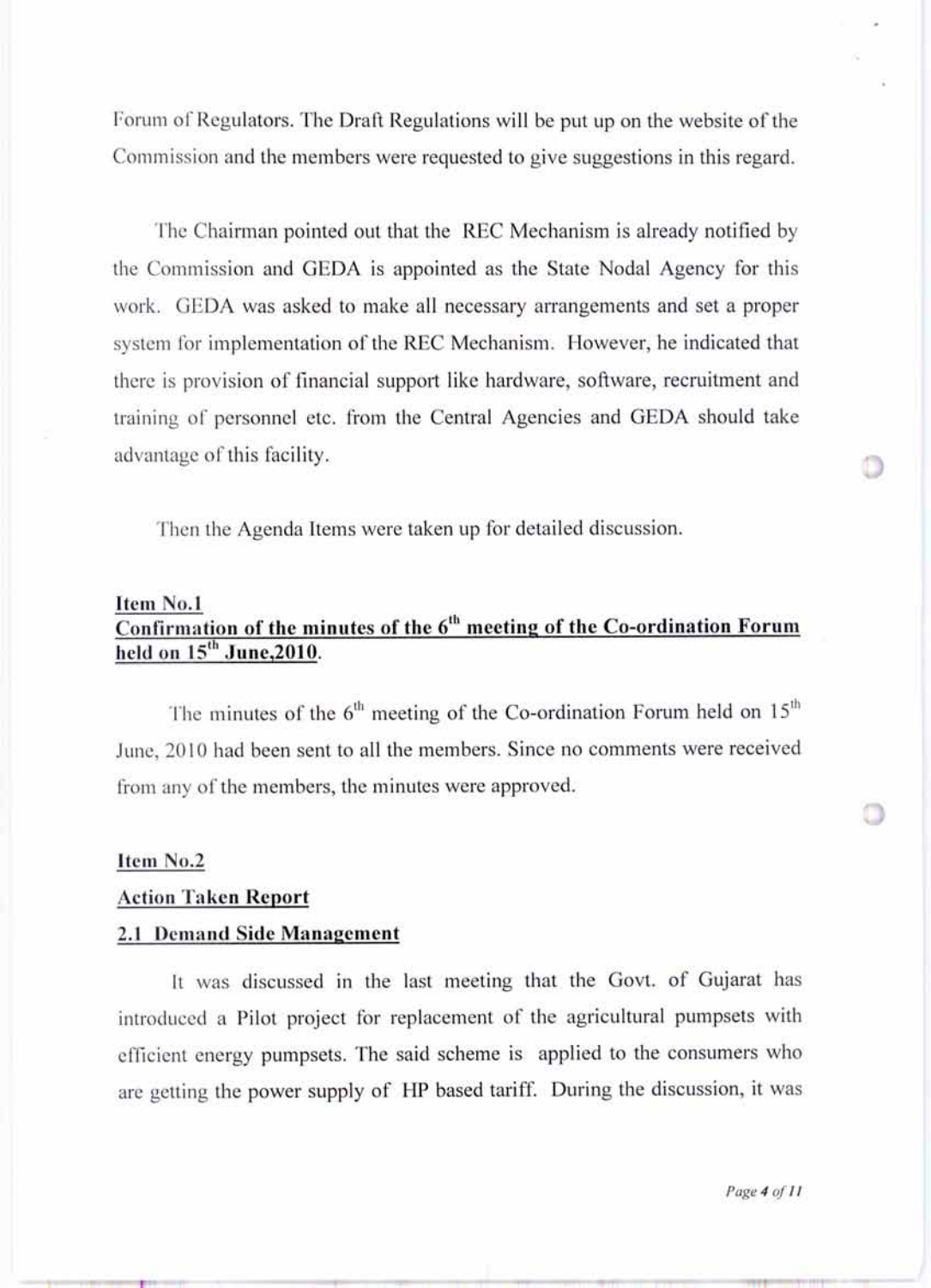Forum of Regulators. The Draft Regulations will be put up on the website of the Commission and the members were requested to give suggestions in this regard.

The Chairman pointed out that the REC Mechanism is already notified by the Commission and GEDA is appointed as the State Nodal Agency for this work. GEDA was asked to make all necessary arrangements and set a proper system for implementation of the REC Mechanism. However, he indicated that there is provision of financial support like hardware, software, recruitment and training of personnel etc. from the Central Agencies and GEDA should take advantage of this facility.

Then the Agenda Items were taken up for detailed discussion.

**Item No.1**
**Confirmation of the minutes of the 6th meeting of the Co-ordination Forum held on 15th June,2010.**

The minutes of the 6th meeting of the Co-ordination Forum held on 15th June, 2010 had been sent to all the members. Since no comments were received from any of the members, the minutes were approved.

**Item No.2**

**Action Taken Report**

**2.1 Demand Side Management**

It was discussed in the last meeting that the Govt. of Gujarat has introduced a Pilot project for replacement of the agricultural pumpsets with efficient energy pumpsets. The said scheme is applied to the consumers who are getting the power supply of HP based tariff. During the discussion, it was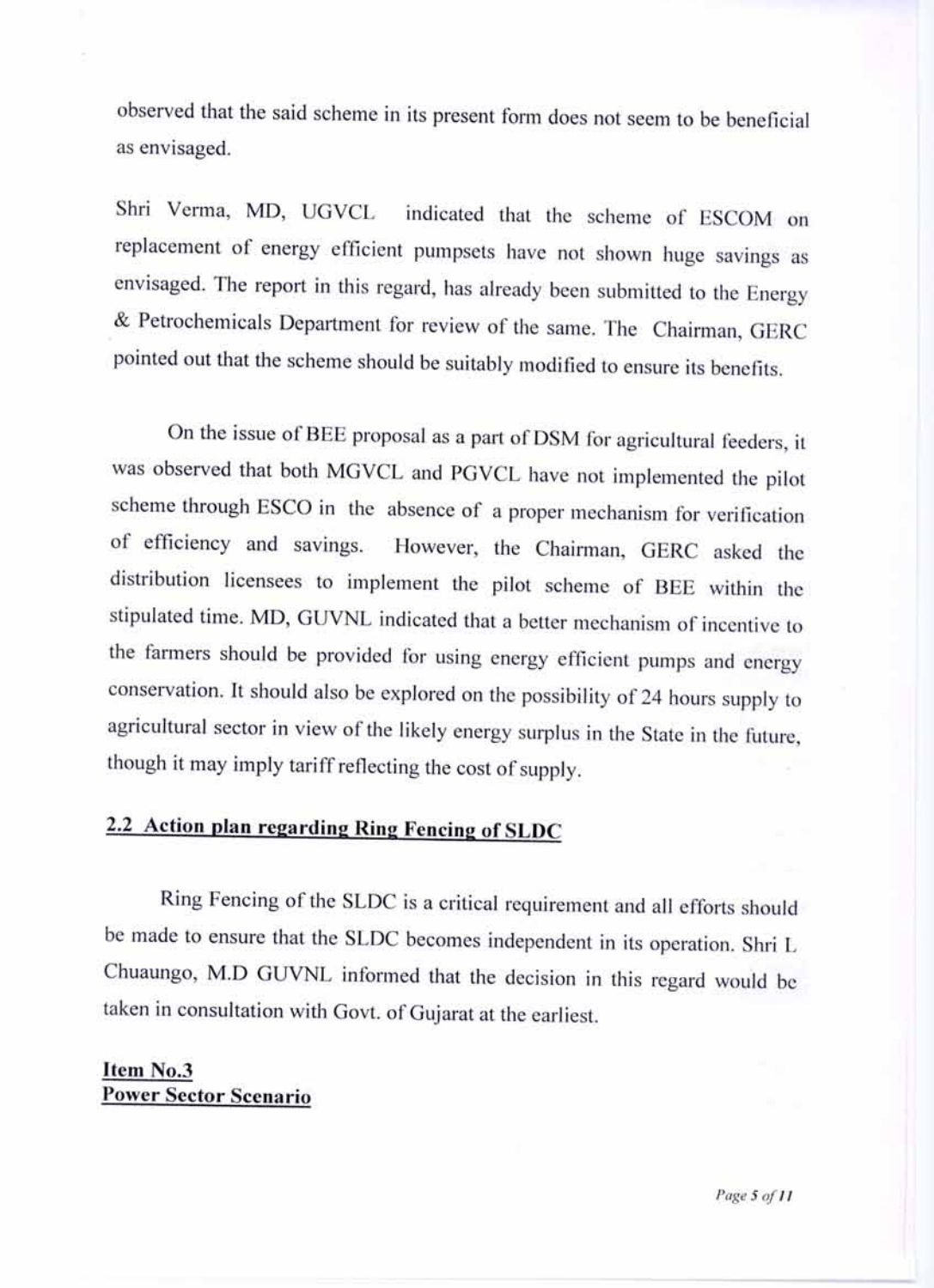observed that the said scheme in its present form does not seem to be beneficial as envisaged.

Shri Verma, MD, UGVCL indicated that the scheme of ESCOM on replacement of energy efficient pumpsets have not shown huge savings as envisaged. The report in this regard, has already been submitted to the Energy & Petrochemicals Department for review of the same. The Chairman, GERC pointed out that the scheme should be suitably modified to ensure its benefits.

On the issue of BEE proposal as a part of DSM for agricultural feeders, it was observed that both MGVCL and PGVCL have not implemented the pilot scheme through ESCO in the absence of a proper mechanism for verification of efficiency and savings. However, the Chairman, GERC asked the distribution licensees to implement the pilot scheme of BEE within the stipulated time. MD, GUVNL indicated that a better mechanism of incentive to the farmers should be provided for using energy efficient pumps and energy conservation. It should also be explored on the possibility of 24 hours supply to agricultural sector in view of the likely energy surplus in the State in the future, though it may imply tariff reflecting the cost of supply.

## 2.2 Action plan regarding Ring Fencing of SLDC

Ring Fencing of the SLDC is a critical requirement and all efforts should be made to ensure that the SLDC becomes independent in its operation. Shri L Chuaungo, M.D GUVNL informed that the decision in this regard would be taken in consultation with Govt. of Gujarat at the earliest.

**Item No.3**
**Power Sector Scenario**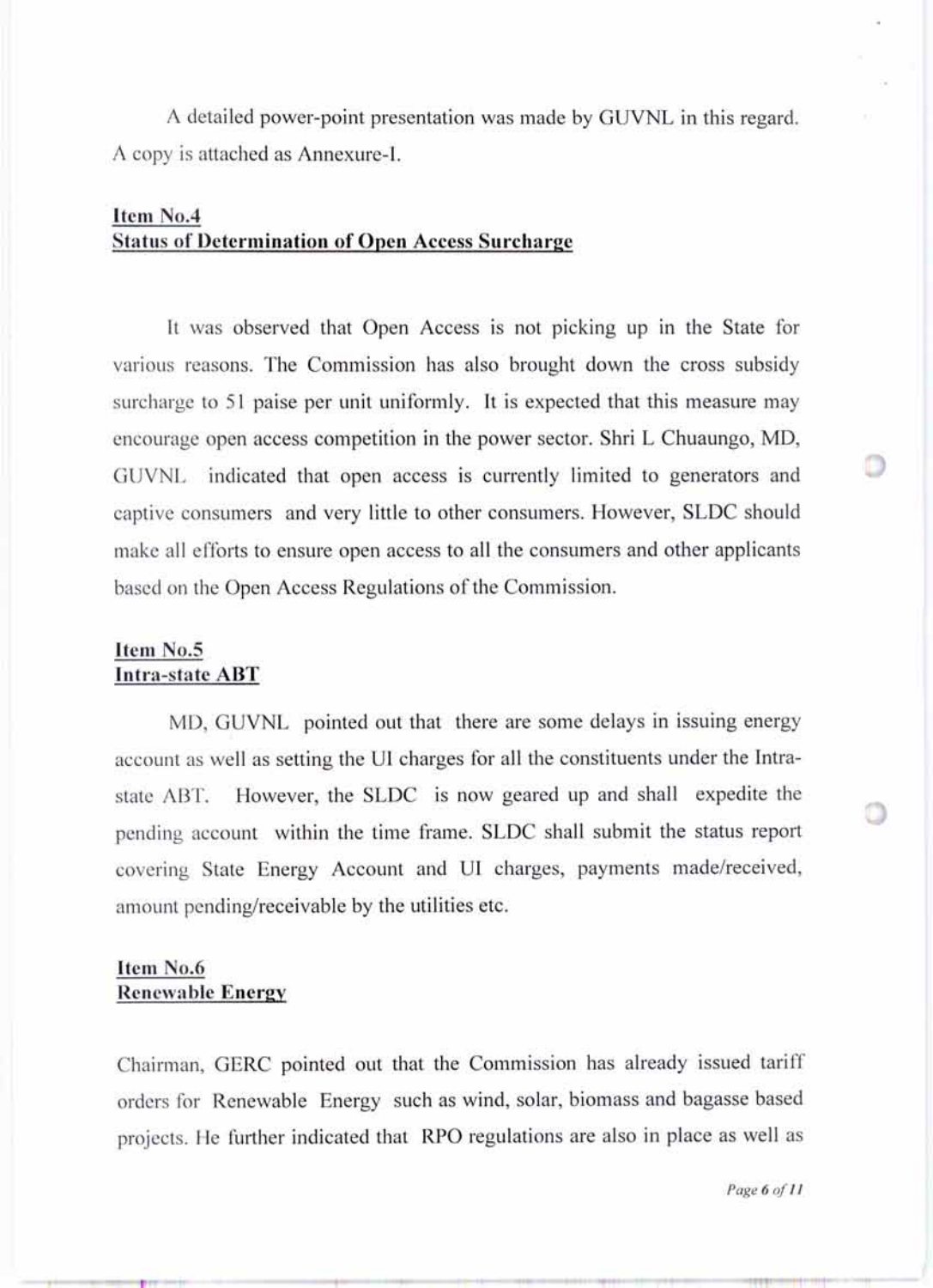A detailed power-point presentation was made by GUVNL in this regard. A copy is attached as Annexure-I.

**Item No.4**
**Status of Determination of Open Access Surcharge**

It was observed that Open Access is not picking up in the State for various reasons. The Commission has also brought down the cross subsidy surcharge to 51 paise per unit uniformly. It is expected that this measure may encourage open access competition in the power sector. Shri L Chuaungo, MD, GUVNL indicated that open access is currently limited to generators and captive consumers and very little to other consumers. However, SLDC should make all efforts to ensure open access to all the consumers and other applicants based on the Open Access Regulations of the Commission.

**Item No.5**
**Intra-state ABT**

MD, GUVNL pointed out that there are some delays in issuing energy account as well as setting the UI charges for all the constituents under the Intra-state ABT. However, the SLDC is now geared up and shall expedite the pending account within the time frame. SLDC shall submit the status report covering State Energy Account and UI charges, payments made/received, amount pending/receivable by the utilities etc.

**Item No.6**
**Renewable Energy**

Chairman, GERC pointed out that the Commission has already issued tariff orders for Renewable Energy such as wind, solar, biomass and bagasse based projects. He further indicated that RPO regulations are also in place as well as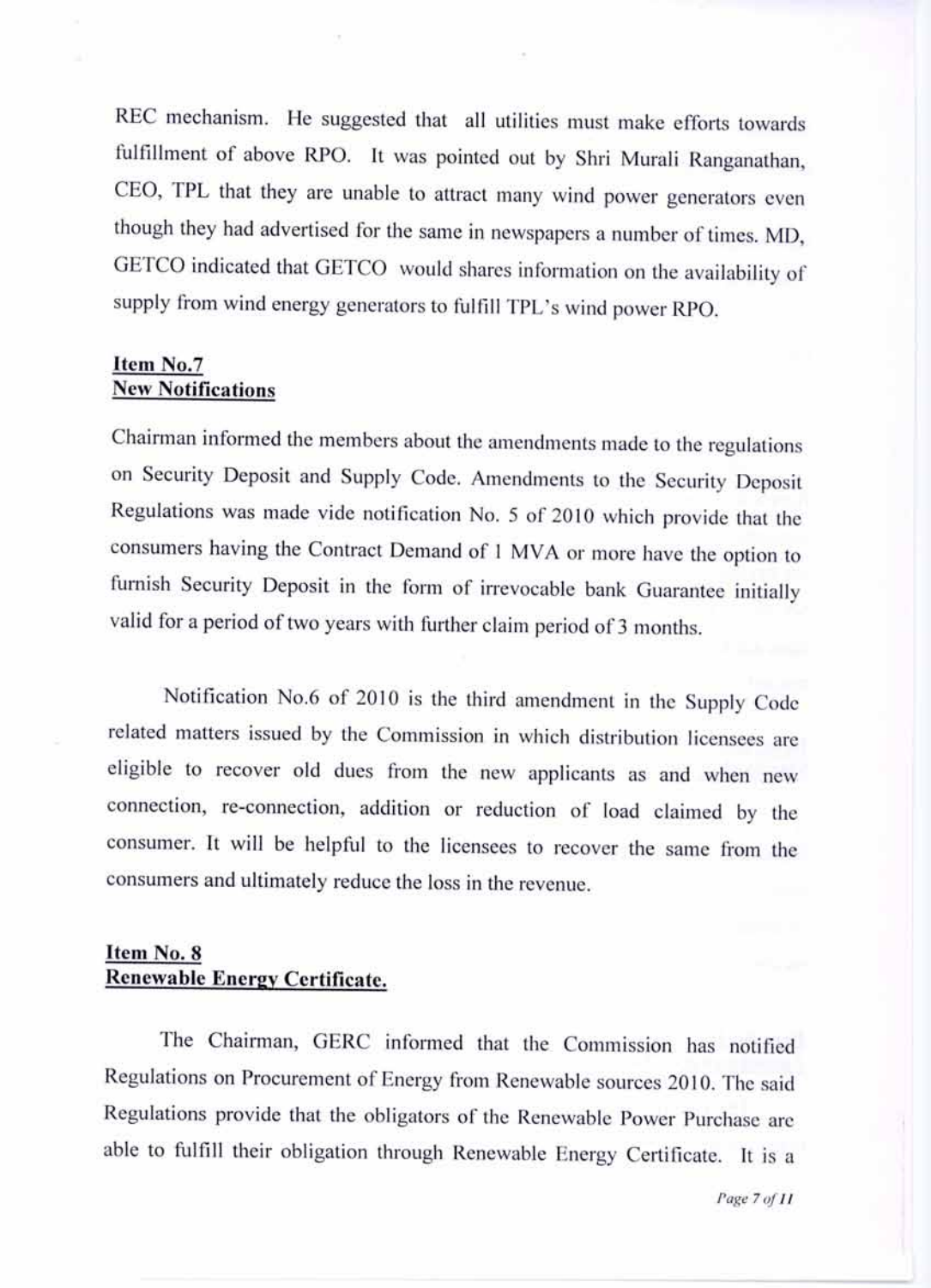REC mechanism. He suggested that all utilities must make efforts towards fulfillment of above RPO. It was pointed out by Shri Murali Ranganathan, CEO, TPL that they are unable to attract many wind power generators even though they had advertised for the same in newspapers a number of times. MD, GETCO indicated that GETCO would shares information on the availability of supply from wind energy generators to fulfill TPL's wind power RPO.

**Item No.7**
**New Notifications**

Chairman informed the members about the amendments made to the regulations on Security Deposit and Supply Code. Amendments to the Security Deposit Regulations was made vide notification No. 5 of 2010 which provide that the consumers having the Contract Demand of 1 MVA or more have the option to furnish Security Deposit in the form of irrevocable bank Guarantee initially valid for a period of two years with further claim period of 3 months.

Notification No.6 of 2010 is the third amendment in the Supply Code related matters issued by the Commission in which distribution licensees are eligible to recover old dues from the new applicants as and when new connection, re-connection, addition or reduction of load claimed by the consumer. It will be helpful to the licensees to recover the same from the consumers and ultimately reduce the loss in the revenue.

**Item No. 8**
**Renewable Energy Certificate.**

The Chairman, GERC informed that the Commission has notified Regulations on Procurement of Energy from Renewable sources 2010. The said Regulations provide that the obligators of the Renewable Power Purchase are able to fulfill their obligation through Renewable Energy Certificate. It is a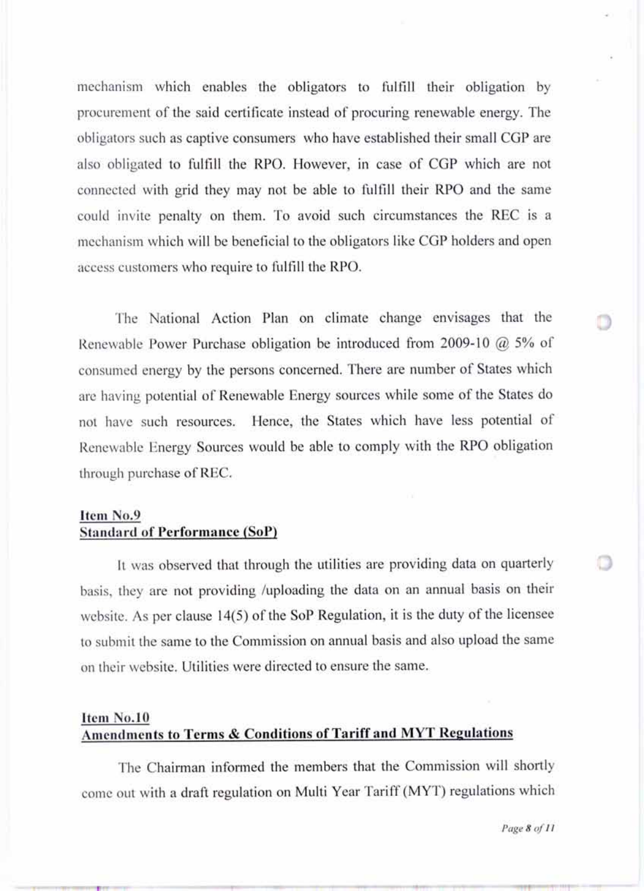mechanism which enables the obligators to fulfill their obligation by procurement of the said certificate instead of procuring renewable energy. The obligators such as captive consumers who have established their small CGP are also obligated to fulfill the RPO. However, in case of CGP which are not connected with grid they may not be able to fulfill their RPO and the same could invite penalty on them. To avoid such circumstances the REC is a mechanism which will be beneficial to the obligators like CGP holders and open access customers who require to fulfill the RPO.

The National Action Plan on climate change envisages that the Renewable Power Purchase obligation be introduced from 2009-10 @ 5% of consumed energy by the persons concerned. There are number of States which are having potential of Renewable Energy sources while some of the States do not have such resources. Hence, the States which have less potential of Renewable Energy Sources would be able to comply with the RPO obligation through purchase of REC.

**Item No.9**
**Standard of Performance (SoP)**

It was observed that through the utilities are providing data on quarterly basis, they are not providing /uploading the data on an annual basis on their website. As per clause 14(5) of the SoP Regulation, it is the duty of the licensee to submit the same to the Commission on annual basis and also upload the same on their website. Utilities were directed to ensure the same.

**Item No.10**
**Amendments to Terms & Conditions of Tariff and MYT Regulations**

The Chairman informed the members that the Commission will shortly come out with a draft regulation on Multi Year Tariff (MYT) regulations which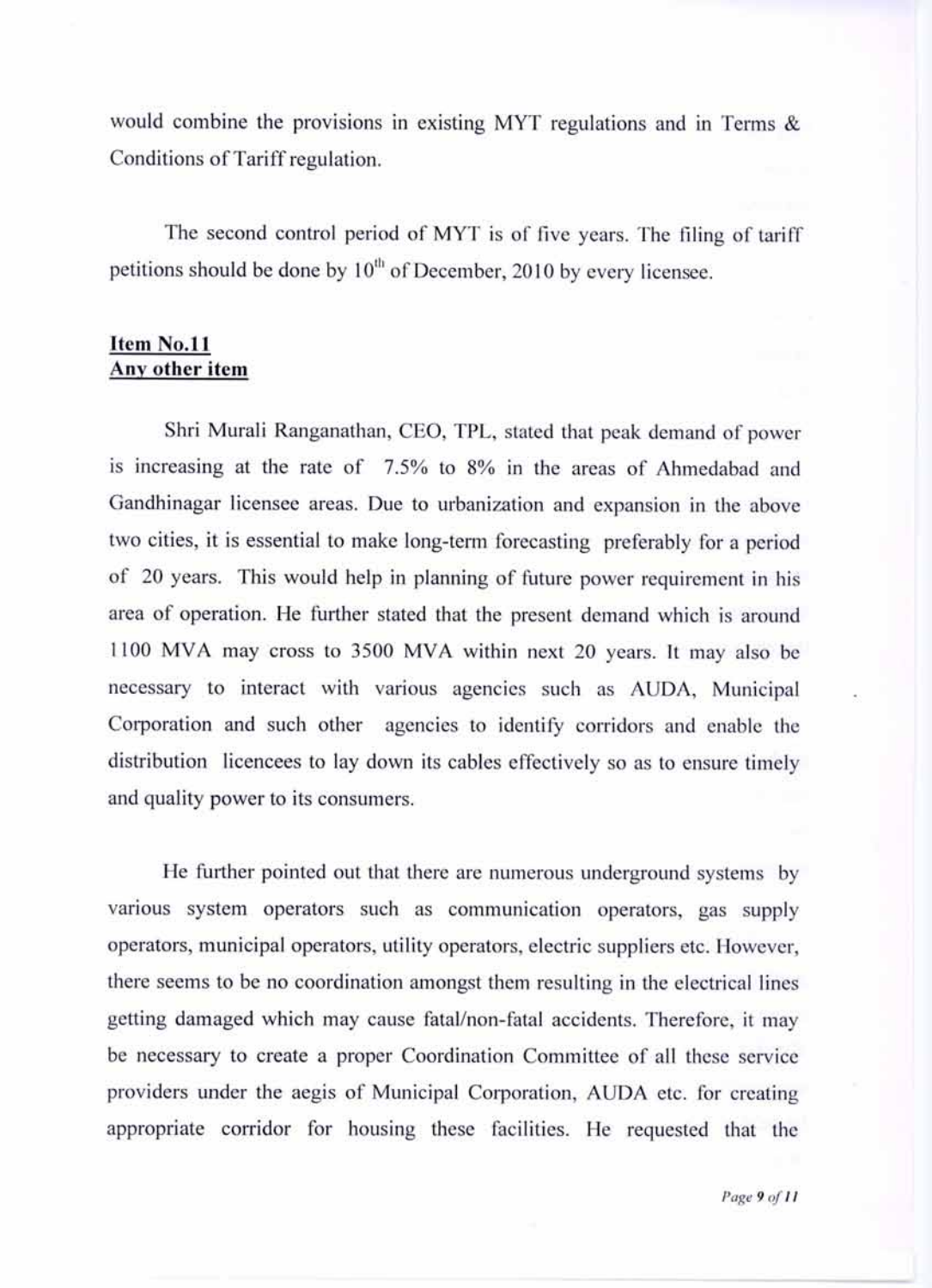would combine the provisions in existing MYT regulations and in Terms & Conditions of Tariff regulation.

The second control period of MYT is of five years. The filing of tariff petitions should be done by 10[th] of December, 2010 by every licensee.

**Item No.11**
**Any other item**

Shri Murali Ranganathan, CEO, TPL, stated that peak demand of power is increasing at the rate of 7.5% to 8% in the areas of Ahmedabad and Gandhinagar licensee areas. Due to urbanization and expansion in the above two cities, it is essential to make long-term forecasting preferably for a period of 20 years. This would help in planning of future power requirement in his area of operation. He further stated that the present demand which is around 1100 MVA may cross to 3500 MVA within next 20 years. It may also be necessary to interact with various agencies such as AUDA, Municipal Corporation and such other agencies to identify corridors and enable the distribution licencees to lay down its cables effectively so as to ensure timely and quality power to its consumers.

He further pointed out that there are numerous underground systems by various system operators such as communication operators, gas supply operators, municipal operators, utility operators, electric suppliers etc. However, there seems to be no coordination amongst them resulting in the electrical lines getting damaged which may cause fatal/non-fatal accidents. Therefore, it may be necessary to create a proper Coordination Committee of all these service providers under the aegis of Municipal Corporation, AUDA etc. for creating appropriate corridor for housing these facilities. He requested that the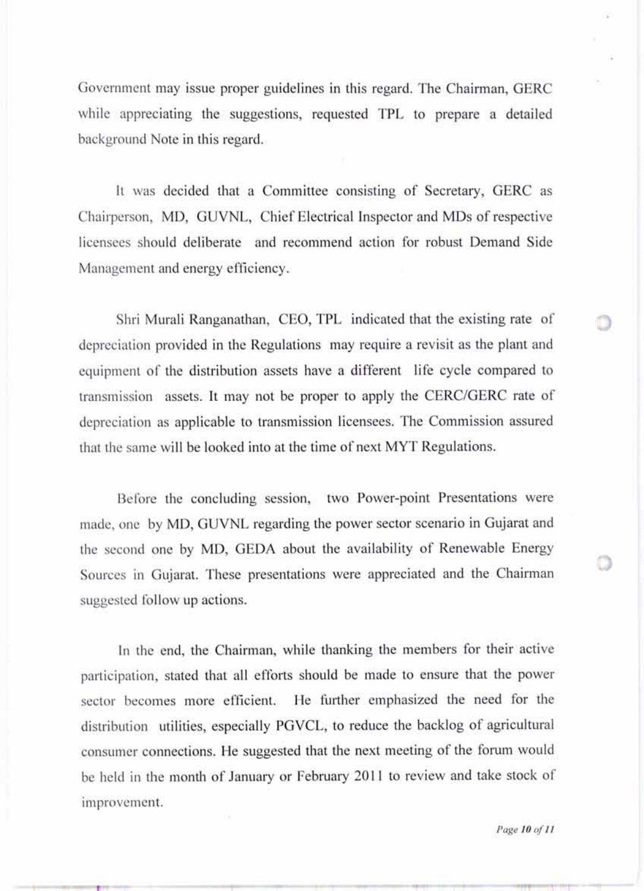Government may issue proper guidelines in this regard. The Chairman, GERC while appreciating the suggestions, requested TPL to prepare a detailed background Note in this regard.

It was decided that a Committee consisting of Secretary, GERC as Chairperson, MD, GUVNL, Chief Electrical Inspector and MDs of respective licensees should deliberate and recommend action for robust Demand Side Management and energy efficiency.

Shri Murali Ranganathan, CEO, TPL indicated that the existing rate of depreciation provided in the Regulations may require a revisit as the plant and equipment of the distribution assets have a different life cycle compared to transmission assets. It may not be proper to apply the CERC/GERC rate of depreciation as applicable to transmission licensees. The Commission assured that the same will be looked into at the time of next MYT Regulations.

Before the concluding session, two Power-point Presentations were made, one by MD, GUVNL regarding the power sector scenario in Gujarat and the second one by MD, GEDA about the availability of Renewable Energy Sources in Gujarat. These presentations were appreciated and the Chairman suggested follow up actions.

In the end, the Chairman, while thanking the members for their active participation, stated that all efforts should be made to ensure that the power sector becomes more efficient. He further emphasized the need for the distribution utilities, especially PGVCL, to reduce the backlog of agricultural consumer connections. He suggested that the next meeting of the forum would be held in the month of January or February 2011 to review and take stock of improvement.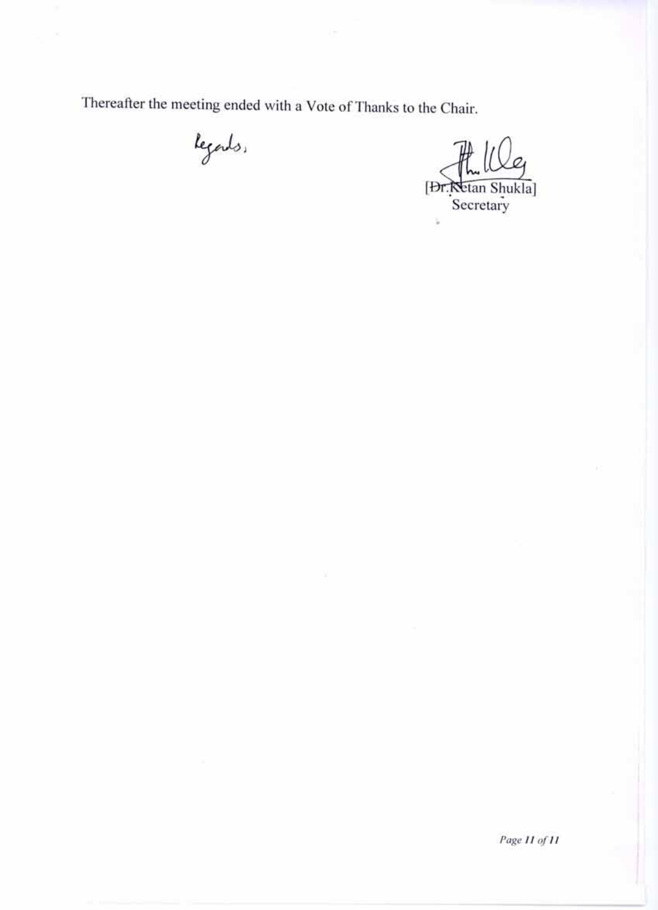Thereafter the meeting ended with a Vote of Thanks to the Chair.

Regards,

[Dr.Ketan Shukla]
Secretary